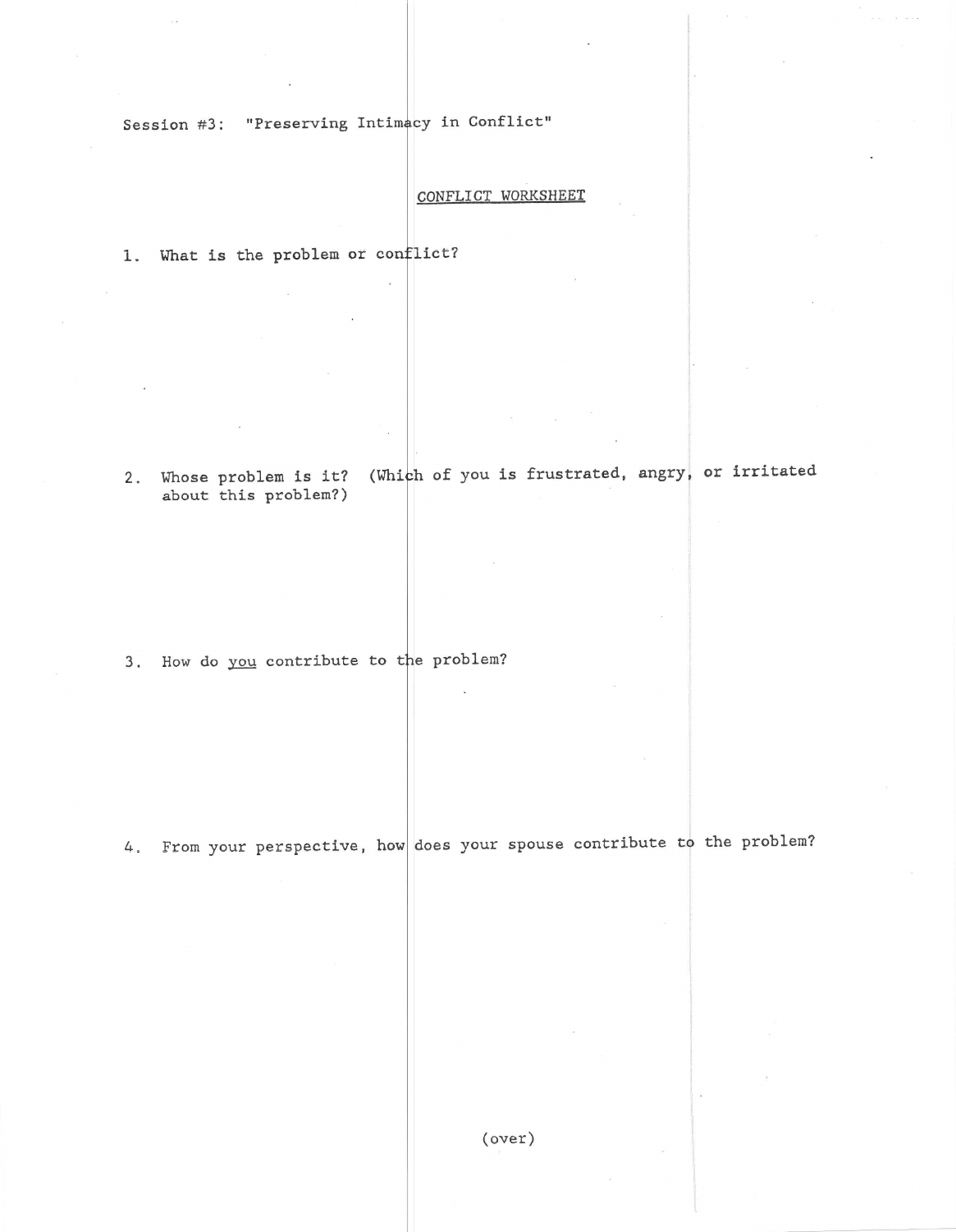Session #3: "Preserving Intimacy in Conflict"

## CONFLICT WORKSHEET

1. What is the problem or conflict?

2. Whose problem is it? (Which of you is frustrated, angry, or irritated about this problem?)

3. How do *you* contribute to the problem?

4. From your perspective, how does your spouse contribute to the problem?

(over)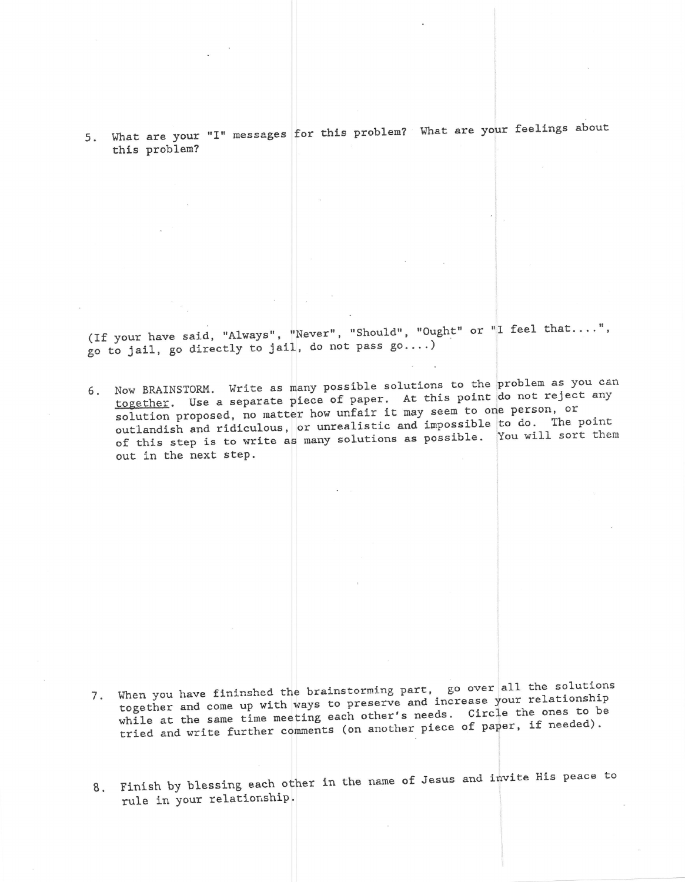5. What are your "I" messages for this problem? What are your feelings about this problem?

(If your have said, "Always", "Never", "Should", "Ought" or "I feel that....", go to jail, go directly to jail, do not pass go....)

6. Now BRAINSTORM. Write as many possible solutions to the problem as you can <u>together</u>. Use a separate piece of paper. At this point do not reject any solution proposed, no matter how unfair it may seem to one person, or outlandish and ridiculous, or unrealistic and impossible to do. The point of this step is to write as many solutions as possible. You will sort them out in the next step.

7. When you have fininshed the brainstorming part, go over all the solutions together and come up with ways to preserve and increase your relationship while at the same time meeting each other's needs. Circle the ones to be tried and write further comments (on another piece of paper, if needed).

8. Finish by blessing each other in the name of Jesus and invite His peace to rule in your relationship.